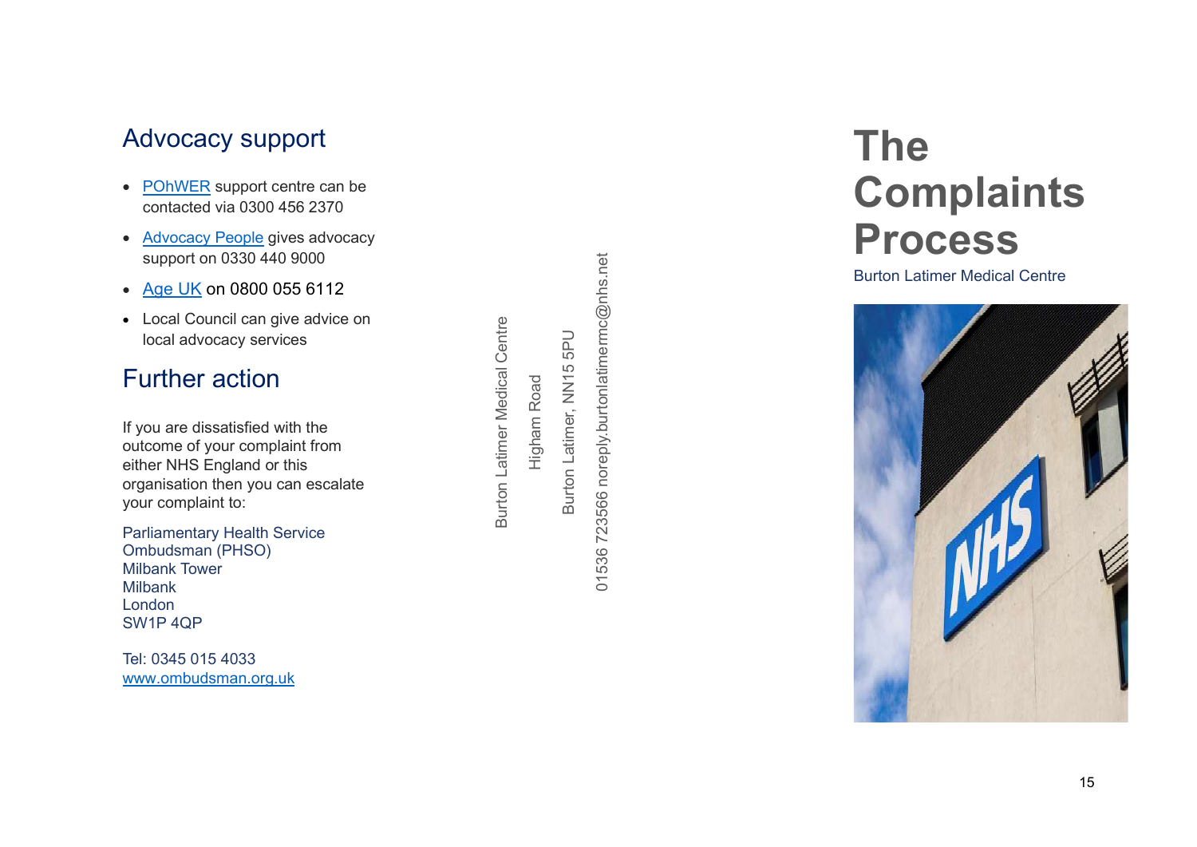## Advocacy support

- [POhWER](POhWER) support centre can be contacted via 0300 456 2370
- Advocacy People gives advocacy support on 0330 440 9000
- Age UK on 0800 055 6112
- Local Council can give advice on local advocacy services

## Further action

If you are dissatisfied with the outcome of your complaint from either NHS England or this organisation then you can escalate your complaint to:

Parliamentary Health Service Ombudsman (PHSO)
Milbank Tower
Milbank
London
SW1P 4QP

Tel: 0345 015 4033
www.ombudsman.org.uk

Burton Latimer Medical Centre

Higham Road

Burton Latimer, NN15 5PU

01536 723566 noreply.burtonlatimermc@nhs.net

# The Complaints Process

Burton Latimer Medical Centre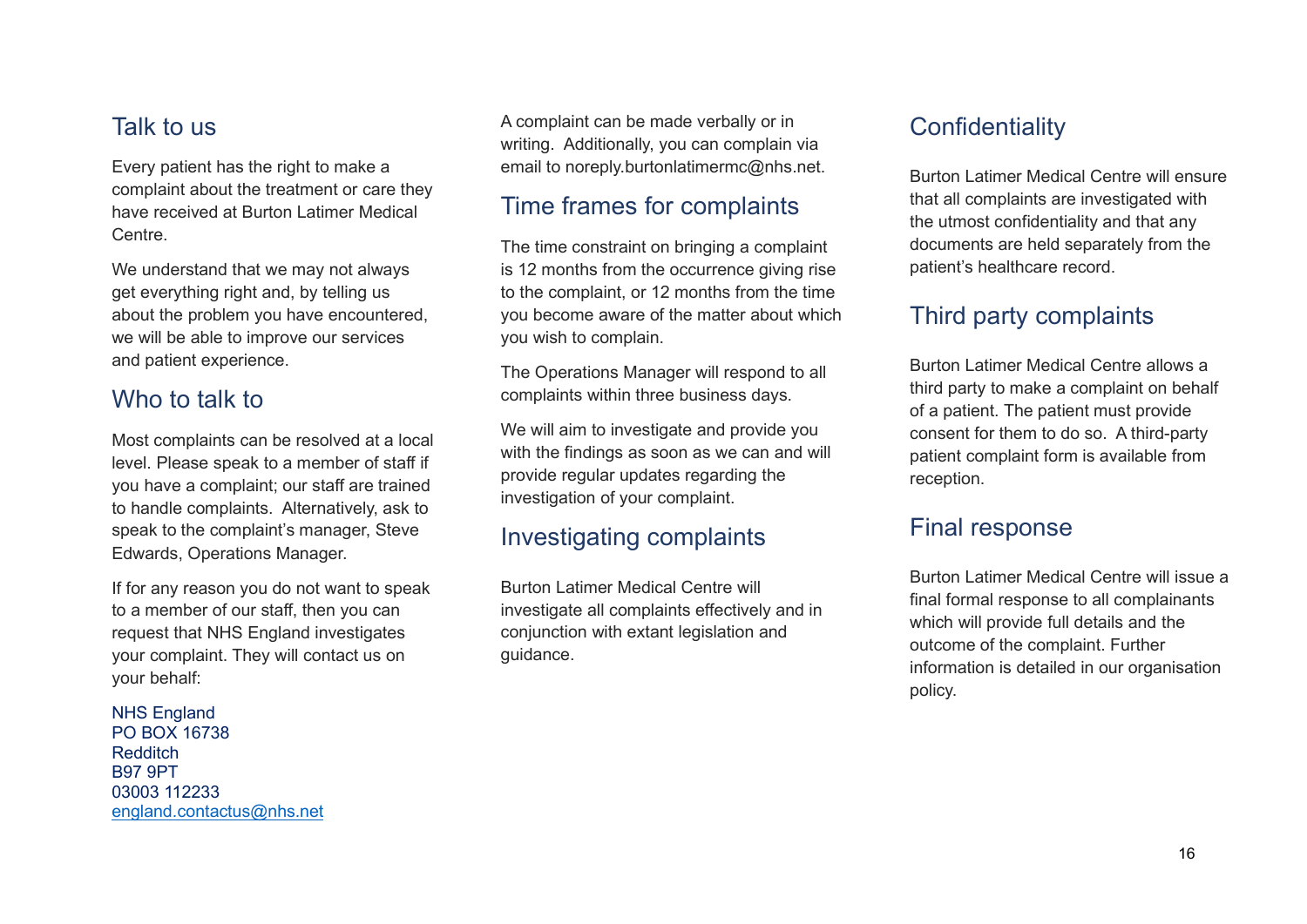## Talk to us

Every patient has the right to make a complaint about the treatment or care they have received at Burton Latimer Medical Centre.

We understand that we may not always get everything right and, by telling us about the problem you have encountered, we will be able to improve our services and patient experience.

## Who to talk to

Most complaints can be resolved at a local level. Please speak to a member of staff if you have a complaint; our staff are trained to handle complaints. Alternatively, ask to speak to the complaint's manager, Steve Edwards, Operations Manager.

If for any reason you do not want to speak to a member of our staff, then you can request that NHS England investigates your complaint. They will contact us on your behalf:

NHS England
PO BOX 16738
Redditch
B97 9PT
03003 112233
england.contactus@nhs.net

A complaint can be made verbally or in writing. Additionally, you can complain via email to noreply.burtonlatimermc@nhs.net.

## Time frames for complaints

The time constraint on bringing a complaint is 12 months from the occurrence giving rise to the complaint, or 12 months from the time you become aware of the matter about which you wish to complain.

The Operations Manager will respond to all complaints within three business days.

We will aim to investigate and provide you with the findings as soon as we can and will provide regular updates regarding the investigation of your complaint.

## Investigating complaints

Burton Latimer Medical Centre will investigate all complaints effectively and in conjunction with extant legislation and guidance.

## Confidentiality

Burton Latimer Medical Centre will ensure that all complaints are investigated with the utmost confidentiality and that any documents are held separately from the patient's healthcare record.

## Third party complaints

Burton Latimer Medical Centre allows a third party to make a complaint on behalf of a patient. The patient must provide consent for them to do so. A third-party patient complaint form is available from reception.

## Final response

Burton Latimer Medical Centre will issue a final formal response to all complainants which will provide full details and the outcome of the complaint. Further information is detailed in our organisation policy.